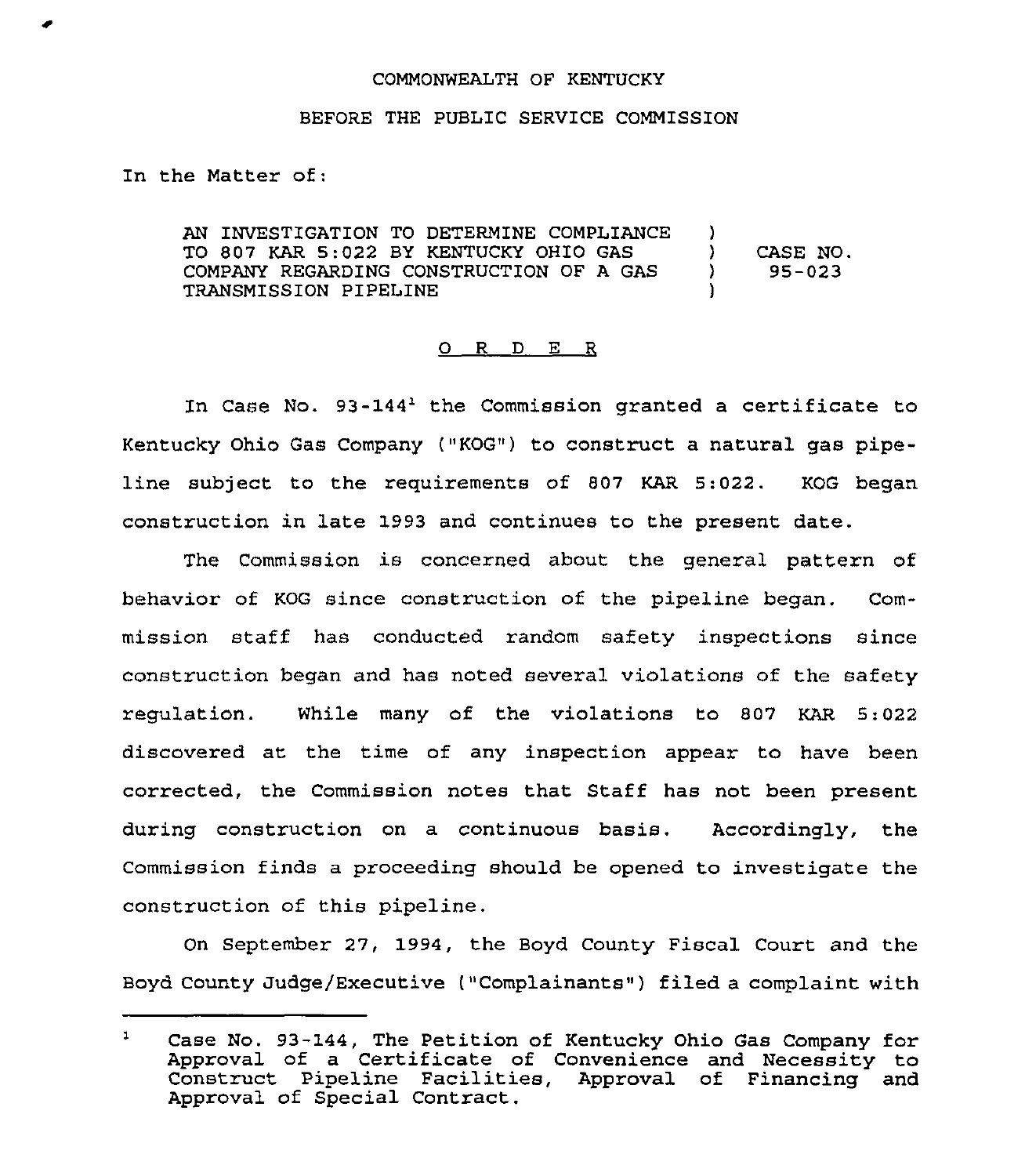COMMONWEALTH OF KENTUCKY

BEFORE THE PUBLIC SERVICE COMMISSION

In the Matter of:

| | | |
|---|---|---|
| AN INVESTIGATION TO DETERMINE COMPLIANCE TO 807 KAR 5:022 BY KENTUCKY OHIO GAS COMPANY REGARDING CONSTRUCTION OF A GAS TRANSMISSION PIPELINE | ) ) ) ) | CASE NO. 95-023 |

## O R D E R

In Case No. 93-144[1] the Commission granted a certificate to Kentucky Ohio Gas Company ("KOG") to construct a natural gas pipeline subject to the requirements of 807 KAR 5:022. KOG began construction in late 1993 and continues to the present date.

The Commission is concerned about the general pattern of behavior of KOG since construction of the pipeline began. Commission staff has conducted random safety inspections since construction began and has noted several violations of the safety regulation. While many of the violations to 807 KAR 5:022 discovered at the time of any inspection appear to have been corrected, the Commission notes that Staff has not been present during construction on a continuous basis. Accordingly, the Commission finds a proceeding should be opened to investigate the construction of this pipeline.

On September 27, 1994, the Boyd County Fiscal Court and the Boyd County Judge/Executive ("Complainants") filed a complaint with

---

[1] Case No. 93-144, The Petition of Kentucky Ohio Gas Company for Approval of a Certificate of Convenience and Necessity to Construct Pipeline Facilities, Approval of Financing and Approval of Special Contract.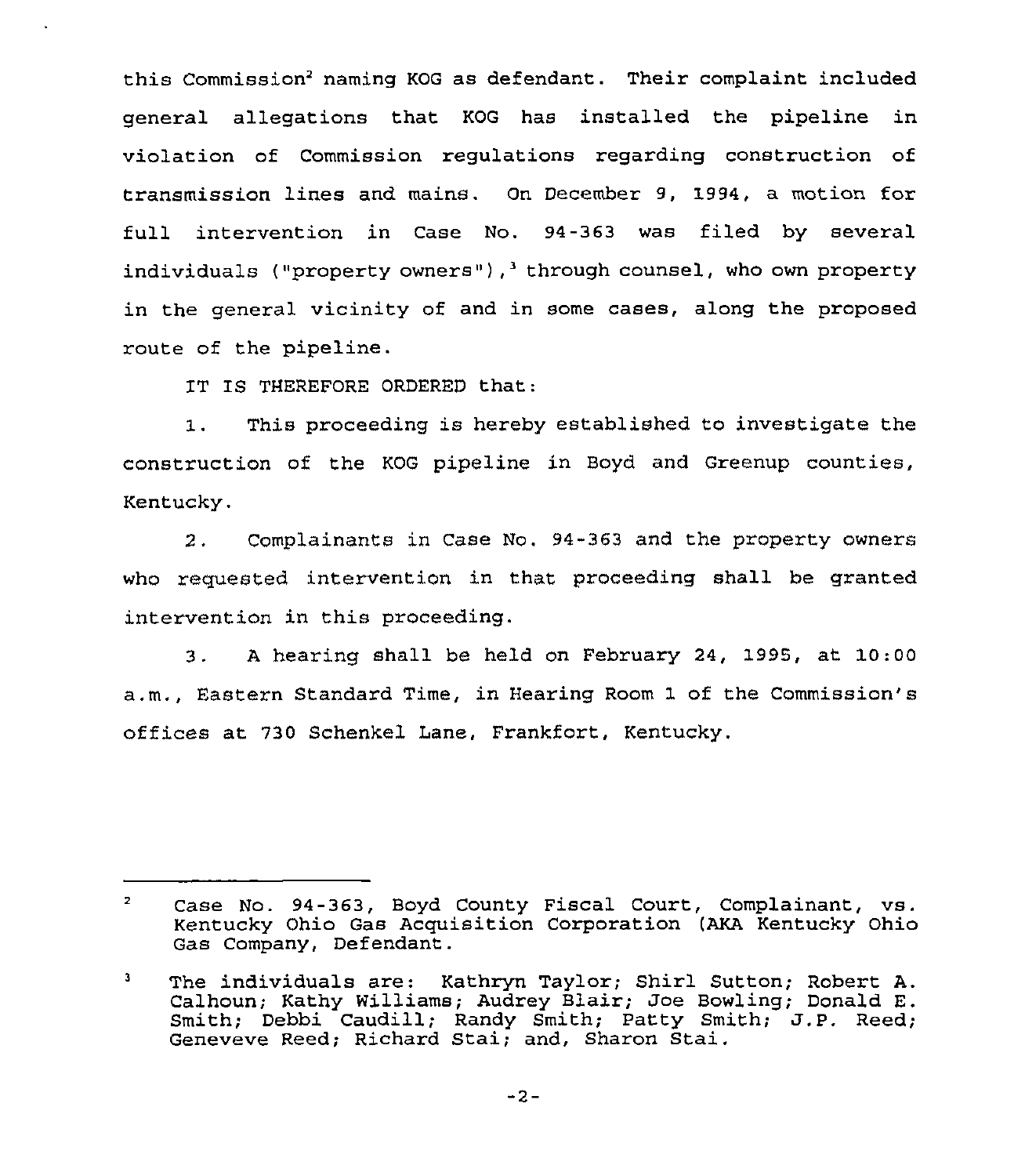this Commission[2] naming KOG as defendant. Their complaint included general allegations that KOG has installed the pipeline in violation of Commission regulations regarding construction of transmission lines and mains. On December 9, 1994, a motion for full intervention in Case No. 94-363 was filed by several individuals ("property owners"),[3] through counsel, who own property in the general vicinity of and in some cases, along the proposed route of the pipeline.

IT IS THEREFORE ORDERED that:

1. This proceeding is hereby established to investigate the construction of the KOG pipeline in Boyd and Greenup counties, Kentucky.

2. Complainants in Case No. 94-363 and the property owners who requested intervention in that proceeding shall be granted intervention in this proceeding.

3. A hearing shall be held on February 24, 1995, at 10:00 a.m., Eastern Standard Time, in Hearing Room 1 of the Commission's offices at 730 Schenkel Lane, Frankfort, Kentucky.

---

[2] Case No. 94-363, Boyd County Fiscal Court, Complainant, vs. Kentucky Ohio Gas Acquisition Corporation (AKA Kentucky Ohio Gas Company, Defendant.

[3] The individuals are: Kathryn Taylor; Shirl Sutton; Robert A. Calhoun; Kathy Williams; Audrey Blair; Joe Bowling; Donald E. Smith; Debbi Caudill; Randy Smith; Patty Smith; J.P. Reed; Geneveve Reed; Richard Stai; and, Sharon Stai.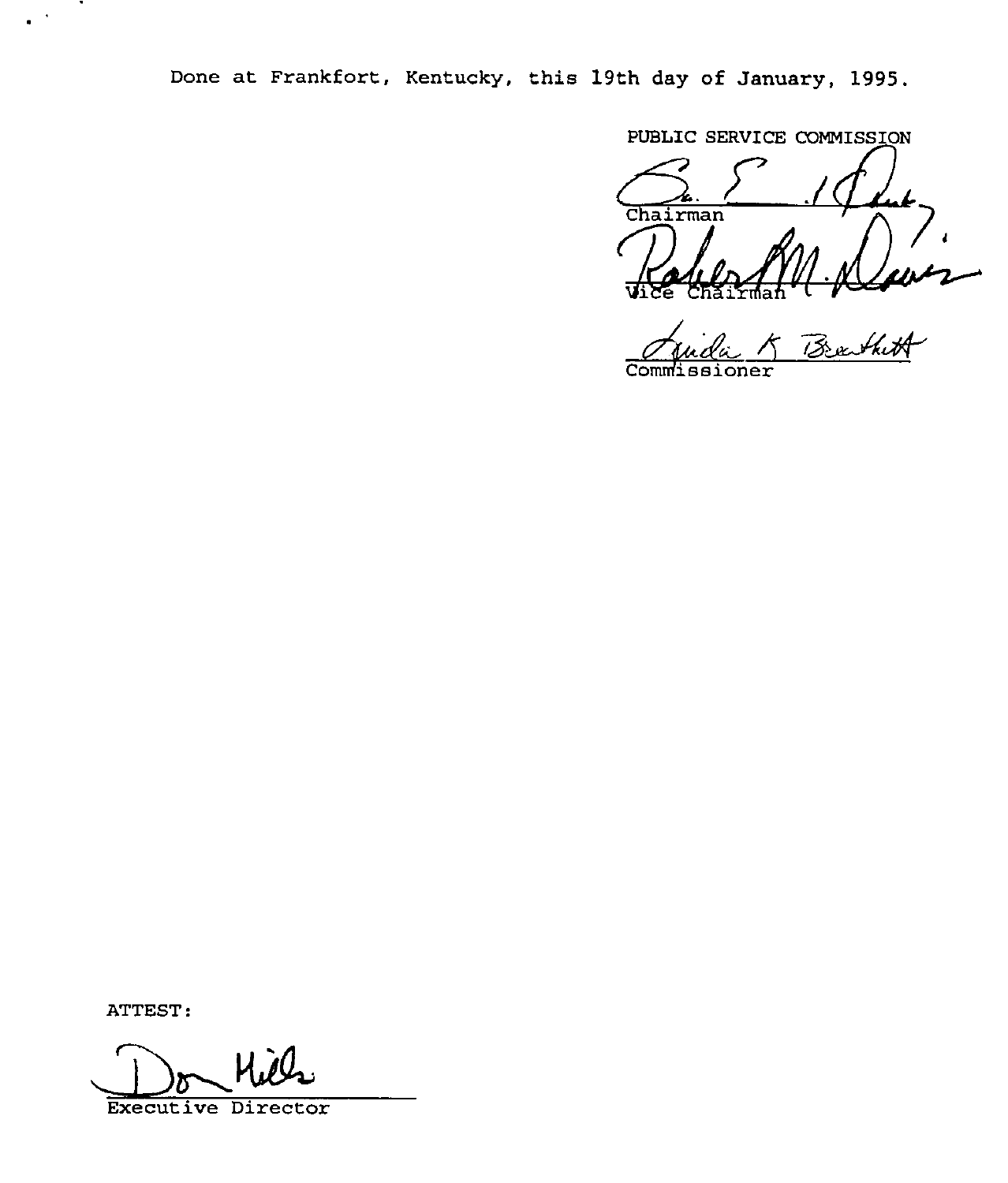Done at Frankfort, Kentucky, this 19th day of January, 1995.

PUBLIC SERVICE COMMISSION

Chairman

Vice Chairman

Commissioner

ATTEST:

Executive Director